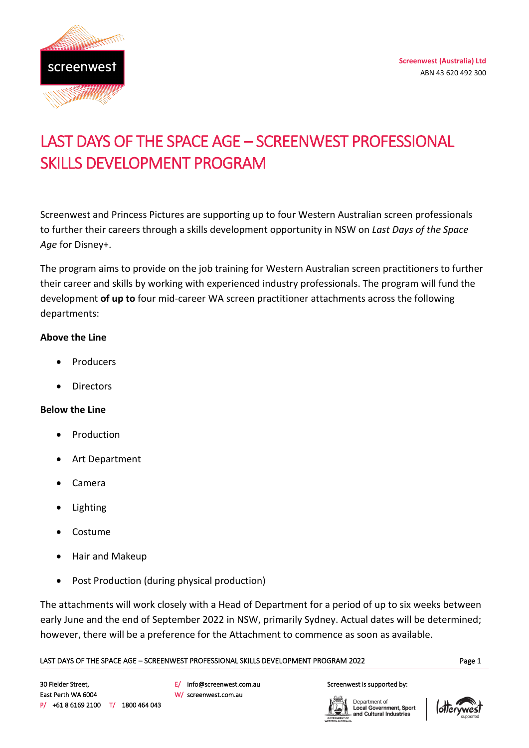Screenwest (Australia) Ltd
ABN 43 620 492 300

# LAST DAYS OF THE SPACE AGE – SCREENWEST PROFESSIONAL SKILLS DEVELOPMENT PROGRAM

Screenwest and Princess Pictures are supporting up to four Western Australian screen professionals to further their careers through a skills development opportunity in NSW on *Last Days of the Space Age* for Disney+.

The program aims to provide on the job training for Western Australian screen practitioners to further their career and skills by working with experienced industry professionals. The program will fund the development **of up to** four mid-career WA screen practitioner attachments across the following departments:

**Above the Line**

- Producers
- Directors

**Below the Line**

- Production
- Art Department
- Camera
- Lighting
- Costume
- Hair and Makeup
- Post Production (during physical production)

The attachments will work closely with a Head of Department for a period of up to six weeks between early June and the end of September 2022 in NSW, primarily Sydney. Actual dates will be determined; however, there will be a preference for the Attachment to commence as soon as available.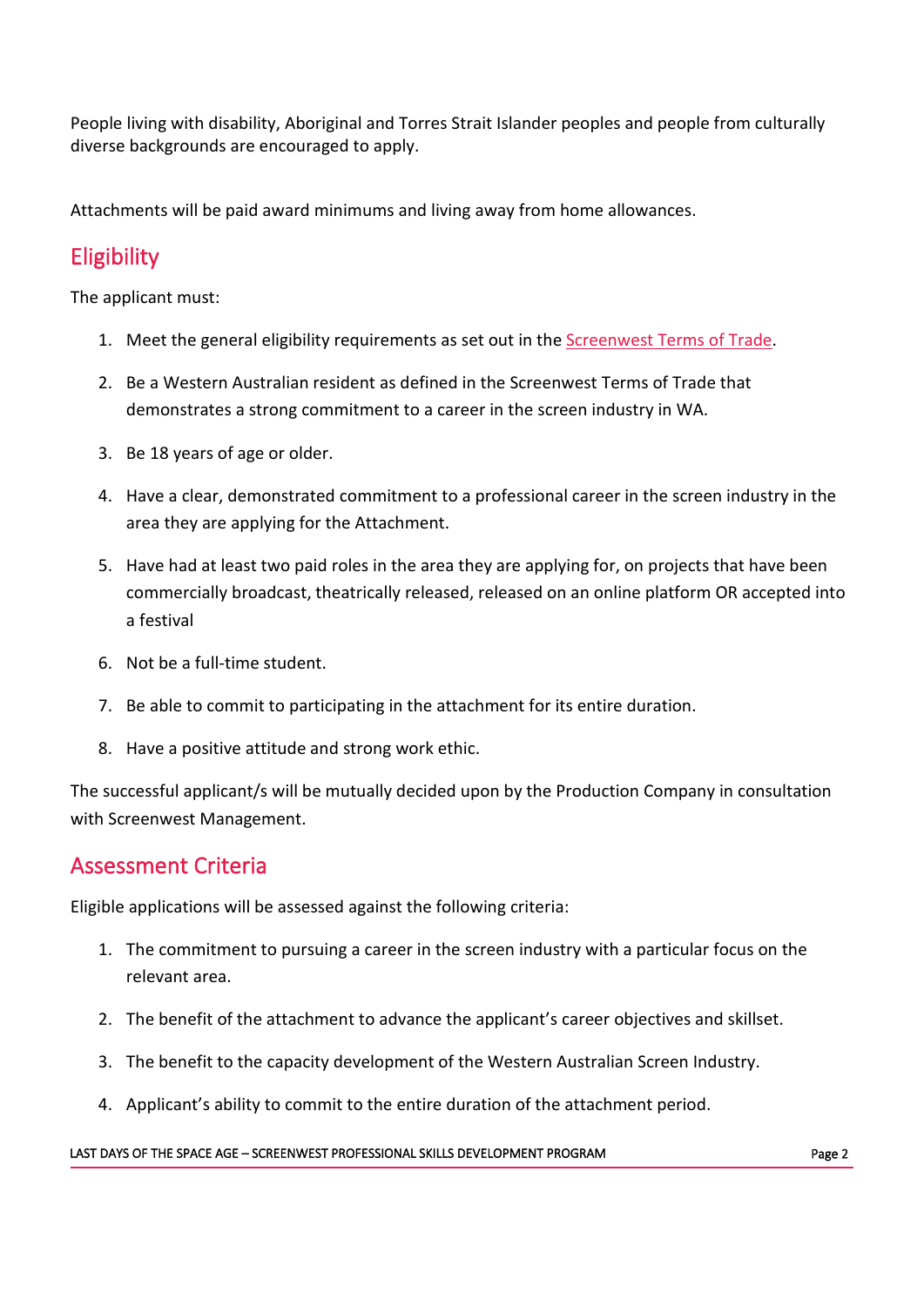People living with disability, Aboriginal and Torres Strait Islander peoples and people from culturally diverse backgrounds are encouraged to apply.

Attachments will be paid award minimums and living away from home allowances.

## Eligibility

The applicant must:

1. Meet the general eligibility requirements as set out in the [Screenwest Terms of Trade](Screenwest Terms of Trade).
2. Be a Western Australian resident as defined in the Screenwest Terms of Trade that demonstrates a strong commitment to a career in the screen industry in WA.
3. Be 18 years of age or older.
4. Have a clear, demonstrated commitment to a professional career in the screen industry in the area they are applying for the Attachment.
5. Have had at least two paid roles in the area they are applying for, on projects that have been commercially broadcast, theatrically released, released on an online platform OR accepted into a festival
6. Not be a full-time student.
7. Be able to commit to participating in the attachment for its entire duration.
8. Have a positive attitude and strong work ethic.

The successful applicant/s will be mutually decided upon by the Production Company in consultation with Screenwest Management.

## Assessment Criteria

Eligible applications will be assessed against the following criteria:

1. The commitment to pursuing a career in the screen industry with a particular focus on the relevant area.
2. The benefit of the attachment to advance the applicant's career objectives and skillset.
3. The benefit to the capacity development of the Western Australian Screen Industry.
4. Applicant's ability to commit to the entire duration of the attachment period.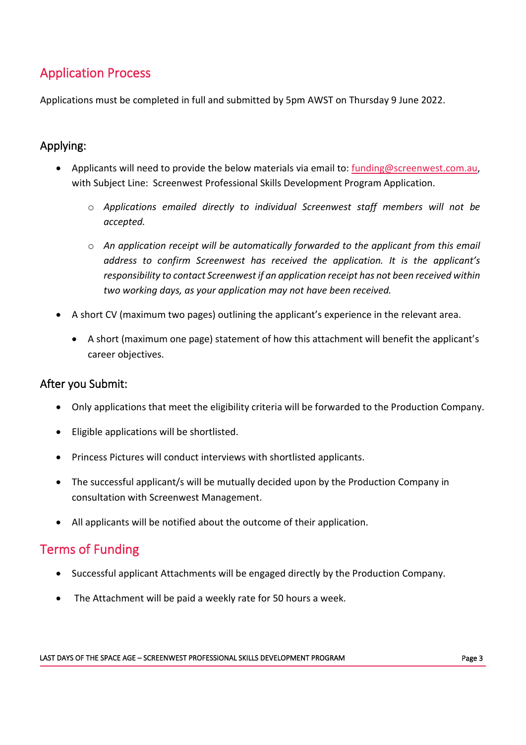## Application Process

Applications must be completed in full and submitted by 5pm AWST on Thursday 9 June 2022.

### Applying:

- Applicants will need to provide the below materials via email to: funding@screenwest.com.au, with Subject Line: Screenwest Professional Skills Development Program Application.
  - *Applications emailed directly to individual Screenwest staff members will not be accepted.*
  - *An application receipt will be automatically forwarded to the applicant from this email address to confirm Screenwest has received the application. It is the applicant's responsibility to contact Screenwest if an application receipt has not been received within two working days, as your application may not have been received.*
- A short CV (maximum two pages) outlining the applicant's experience in the relevant area.
  - A short (maximum one page) statement of how this attachment will benefit the applicant's career objectives.

### After you Submit:

- Only applications that meet the eligibility criteria will be forwarded to the Production Company.
- Eligible applications will be shortlisted.
- Princess Pictures will conduct interviews with shortlisted applicants.
- The successful applicant/s will be mutually decided upon by the Production Company in consultation with Screenwest Management.
- All applicants will be notified about the outcome of their application.

## Terms of Funding

- Successful applicant Attachments will be engaged directly by the Production Company.
- The Attachment will be paid a weekly rate for 50 hours a week.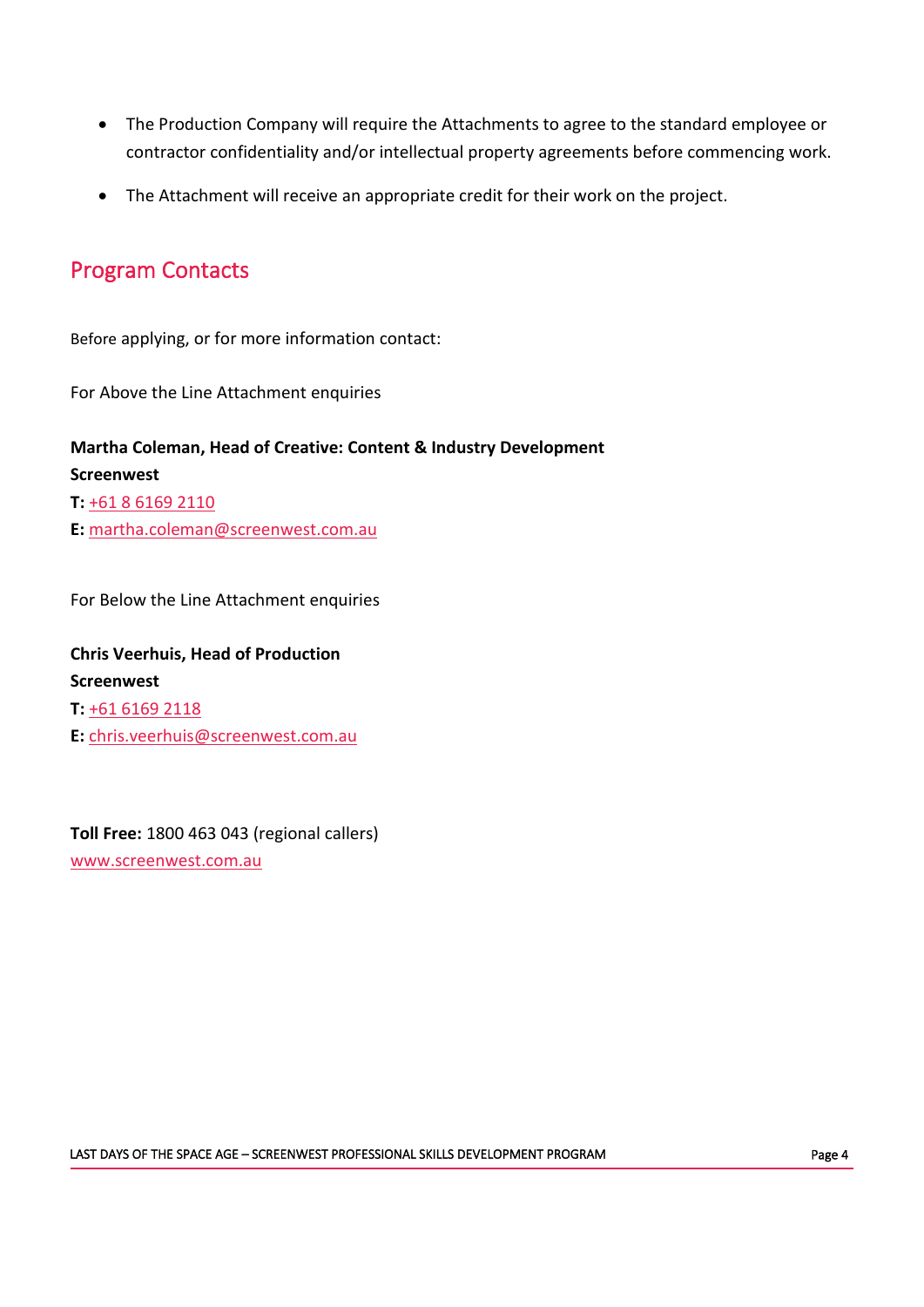- The Production Company will require the Attachments to agree to the standard employee or contractor confidentiality and/or intellectual property agreements before commencing work.
- The Attachment will receive an appropriate credit for their work on the project.

## Program Contacts

Before applying, or for more information contact:

For Above the Line Attachment enquiries

**Martha Coleman, Head of Creative: Content & Industry Development**
**Screenwest**
**T:** +61 8 6169 2110
**E:** martha.coleman@screenwest.com.au

For Below the Line Attachment enquiries

**Chris Veerhuis, Head of Production**
**Screenwest**
**T:** +61 6169 2118
**E:** chris.veerhuis@screenwest.com.au

**Toll Free:** 1800 463 043 (regional callers)
www.screenwest.com.au